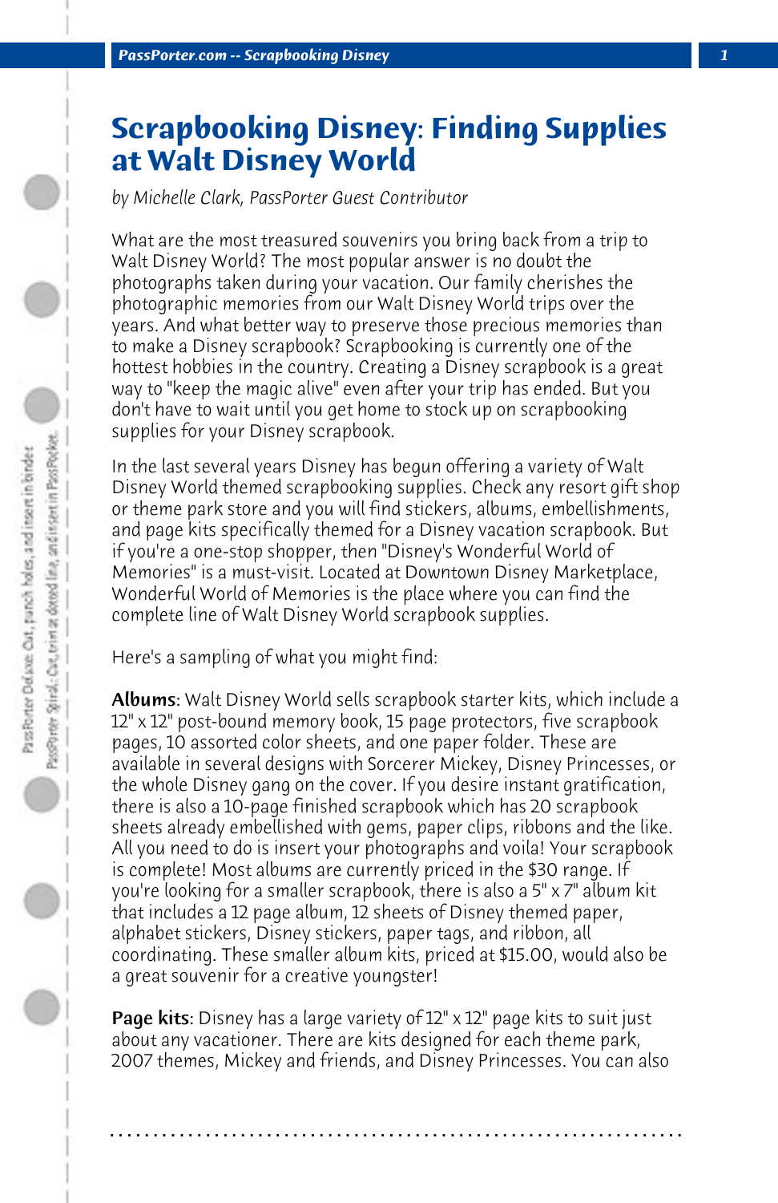# Scrapbooking Disney: Finding Supplies at Walt Disney World

*by Michelle Clark, PassPorter Guest Contributor*

What are the most treasured souvenirs you bring back from a trip to Walt Disney World? The most popular answer is no doubt the photographs taken during your vacation. Our family cherishes the photographic memories from our Walt Disney World trips over the years. And what better way to preserve those precious memories than to make a Disney scrapbook? Scrapbooking is currently one of the hottest hobbies in the country. Creating a Disney scrapbook is a great way to "keep the magic alive" even after your trip has ended. But you don't have to wait until you get home to stock up on scrapbooking supplies for your Disney scrapbook.

In the last several years Disney has begun offering a variety of Walt Disney World themed scrapbooking supplies. Check any resort gift shop or theme park store and you will find stickers, albums, embellishments, and page kits specifically themed for a Disney vacation scrapbook. But if you're a one-stop shopper, then "Disney's Wonderful World of Memories" is a must-visit. Located at Downtown Disney Marketplace, Wonderful World of Memories is the place where you can find the complete line of Walt Disney World scrapbook supplies.

Here's a sampling of what you might find:

**Albums**: Walt Disney World sells scrapbook starter kits, which include a 12" x 12" post-bound memory book, 15 page protectors, five scrapbook pages, 10 assorted color sheets, and one paper folder. These are available in several designs with Sorcerer Mickey, Disney Princesses, or the whole Disney gang on the cover. If you desire instant gratification, there is also a 10-page finished scrapbook which has 20 scrapbook sheets already embellished with gems, paper clips, ribbons and the like. All you need to do is insert your photographs and voila! Your scrapbook is complete! Most albums are currently priced in the $30 range. If you're looking for a smaller scrapbook, there is also a 5" x 7" album kit that includes a 12 page album, 12 sheets of Disney themed paper, alphabet stickers, Disney stickers, paper tags, and ribbon, all coordinating. These smaller album kits, priced at $15.00, would also be a great souvenir for a creative youngster!

**Page kits**: Disney has a large variety of 12" x 12" page kits to suit just about any vacationer. There are kits designed for each theme park, 2007 themes, Mickey and friends, and Disney Princesses. You can also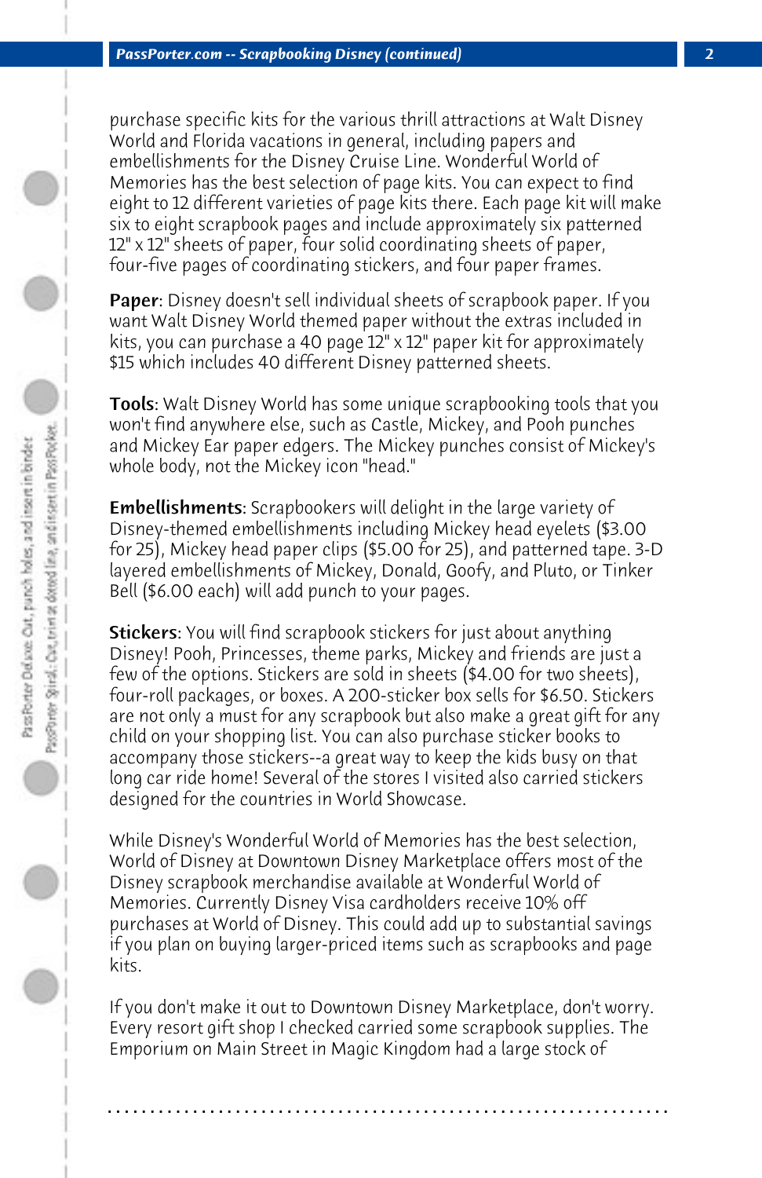purchase specific kits for the various thrill attractions at Walt Disney World and Florida vacations in general, including papers and embellishments for the Disney Cruise Line. Wonderful World of Memories has the best selection of page kits. You can expect to find eight to 12 different varieties of page kits there. Each page kit will make six to eight scrapbook pages and include approximately six patterned 12" x 12" sheets of paper, four solid coordinating sheets of paper, four-five pages of coordinating stickers, and four paper frames.

**Paper**: Disney doesn't sell individual sheets of scrapbook paper. If you want Walt Disney World themed paper without the extras included in kits, you can purchase a 40 page 12" x 12" paper kit for approximately $15 which includes 40 different Disney patterned sheets.

**Tools**: Walt Disney World has some unique scrapbooking tools that you won't find anywhere else, such as Castle, Mickey, and Pooh punches and Mickey Ear paper edgers. The Mickey punches consist of Mickey's whole body, not the Mickey icon "head."

**Embellishments**: Scrapbookers will delight in the large variety of Disney-themed embellishments including Mickey head eyelets ($3.00 for 25), Mickey head paper clips ($5.00 for 25), and patterned tape. 3-D layered embellishments of Mickey, Donald, Goofy, and Pluto, or Tinker Bell ($6.00 each) will add punch to your pages.

**Stickers**: You will find scrapbook stickers for just about anything Disney! Pooh, Princesses, theme parks, Mickey and friends are just a few of the options. Stickers are sold in sheets ($4.00 for two sheets), four-roll packages, or boxes. A 200-sticker box sells for $6.50. Stickers are not only a must for any scrapbook but also make a great gift for any child on your shopping list. You can also purchase sticker books to accompany those stickers--a great way to keep the kids busy on that long car ride home! Several of the stores I visited also carried stickers designed for the countries in World Showcase.

While Disney's Wonderful World of Memories has the best selection, World of Disney at Downtown Disney Marketplace offers most of the Disney scrapbook merchandise available at Wonderful World of Memories. Currently Disney Visa cardholders receive 10% off purchases at World of Disney. This could add up to substantial savings if you plan on buying larger-priced items such as scrapbooks and page kits.

If you don't make it out to Downtown Disney Marketplace, don't worry. Every resort gift shop I checked carried some scrapbook supplies. The Emporium on Main Street in Magic Kingdom had a large stock of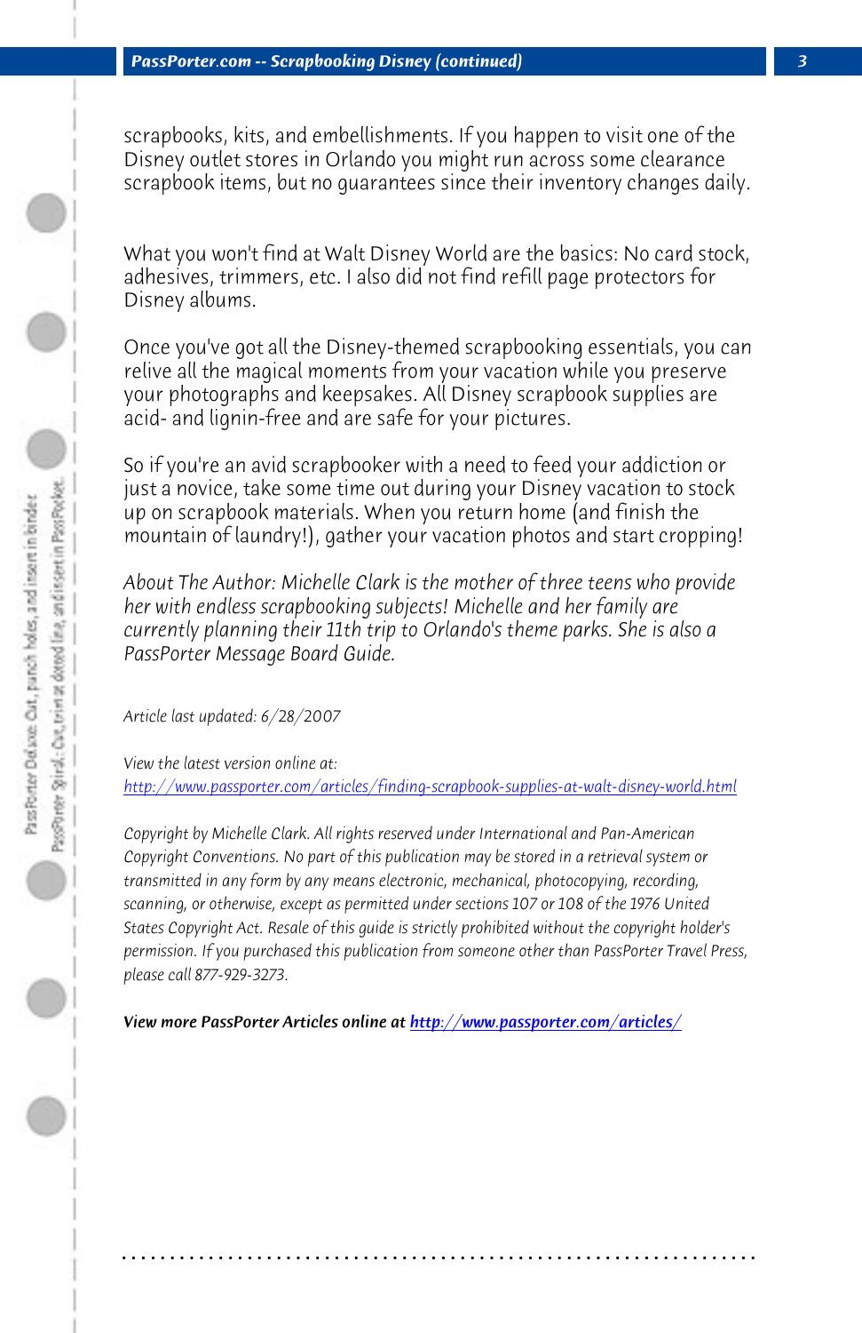scrapbooks, kits, and embellishments. If you happen to visit one of the Disney outlet stores in Orlando you might run across some clearance scrapbook items, but no guarantees since their inventory changes daily.

What you won't find at Walt Disney World are the basics: No card stock, adhesives, trimmers, etc. I also did not find refill page protectors for Disney albums.

Once you've got all the Disney-themed scrapbooking essentials, you can relive all the magical moments from your vacation while you preserve your photographs and keepsakes. All Disney scrapbook supplies are acid- and lignin-free and are safe for your pictures.

So if you're an avid scrapbooker with a need to feed your addiction or just a novice, take some time out during your Disney vacation to stock up on scrapbook materials. When you return home (and finish the mountain of laundry!), gather your vacation photos and start cropping!

*About The Author: Michelle Clark is the mother of three teens who provide her with endless scrapbooking subjects! Michelle and her family are currently planning their 11th trip to Orlando's theme parks. She is also a PassPorter Message Board Guide.*

*Article last updated: 6/28/2007*

*View the latest version online at:*
*http://www.passporter.com/articles/finding-scrapbook-supplies-at-walt-disney-world.html*

*Copyright by Michelle Clark. All rights reserved under International and Pan-American Copyright Conventions. No part of this publication may be stored in a retrieval system or transmitted in any form by any means electronic, mechanical, photocopying, recording, scanning, or otherwise, except as permitted under sections 107 or 108 of the 1976 United States Copyright Act. Resale of this guide is strictly prohibited without the copyright holder's permission. If you purchased this publication from someone other than PassPorter Travel Press, please call 877-929-3273.*

***View more PassPorter Articles online at http://www.passporter.com/articles/***